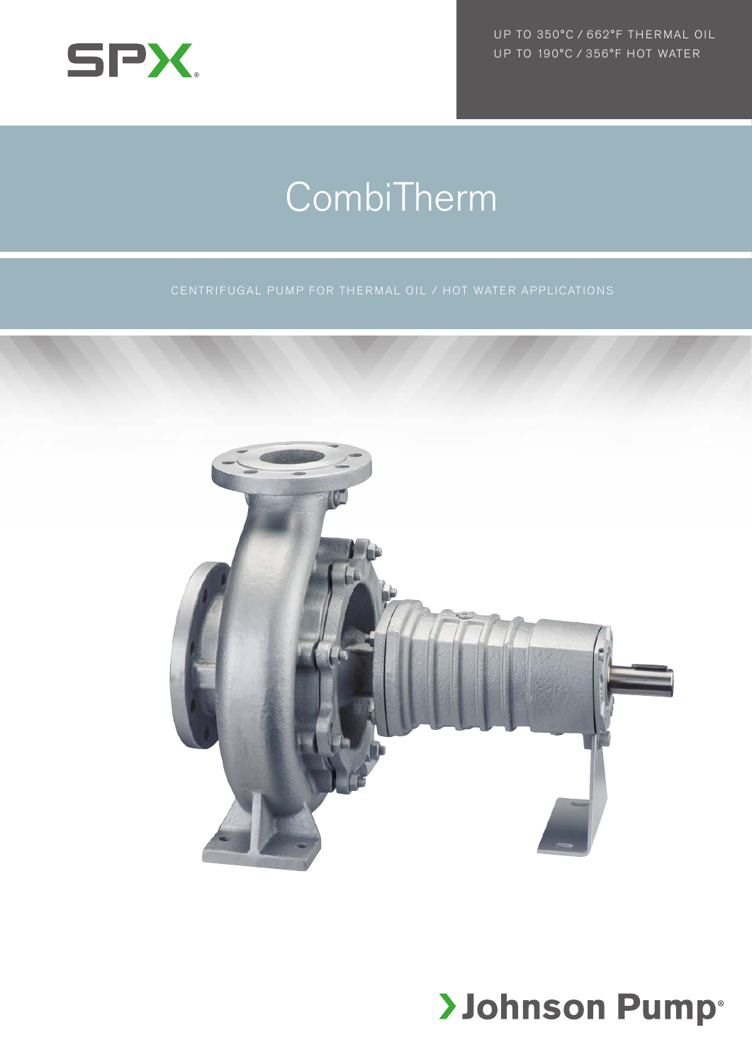SPX

UP TO 350°C / 662°F THERMAL OIL
UP TO 190°C / 356°F HOT WATER

# CombiTherm

CENTRIFUGAL PUMP FOR THERMAL OIL / HOT WATER APPLICATIONS

Johnson Pump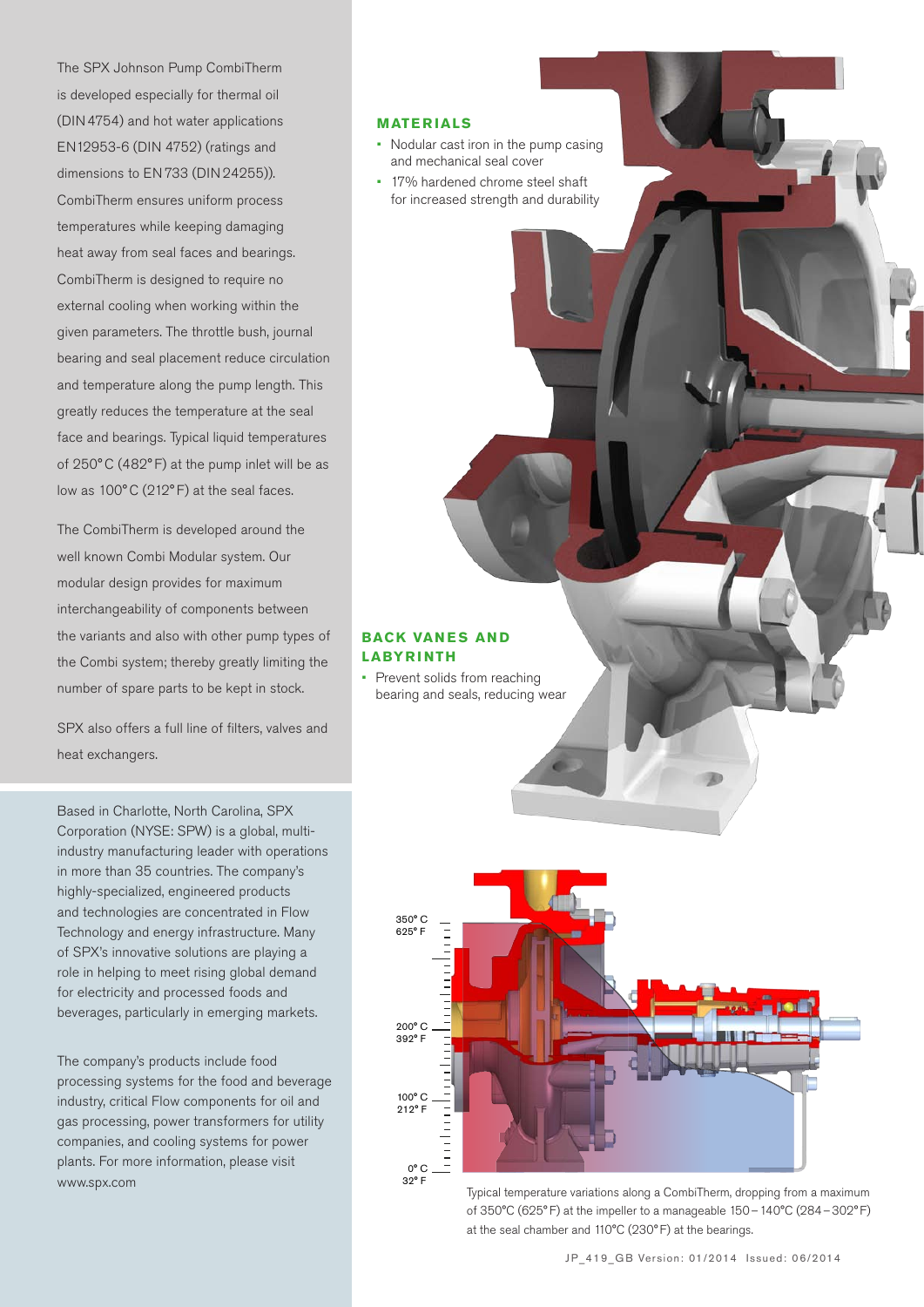The SPX Johnson Pump CombiTherm is developed especially for thermal oil (DIN 4754) and hot water applications EN12953-6 (DIN 4752) (ratings and dimensions to EN 733 (DIN 24255)). CombiTherm ensures uniform process temperatures while keeping damaging heat away from seal faces and bearings. CombiTherm is designed to require no external cooling when working within the given parameters. The throttle bush, journal bearing and seal placement reduce circulation and temperature along the pump length. This greatly reduces the temperature at the seal face and bearings. Typical liquid temperatures of 250° C (482° F) at the pump inlet will be as low as 100° C (212° F) at the seal faces.

The CombiTherm is developed around the well known Combi Modular system. Our modular design provides for maximum interchangeability of components between the variants and also with other pump types of the Combi system; thereby greatly limiting the number of spare parts to be kept in stock.

SPX also offers a full line of filters, valves and heat exchangers.

Based in Charlotte, North Carolina, SPX Corporation (NYSE: SPW) is a global, multi-industry manufacturing leader with operations in more than 35 countries. The company's highly-specialized, engineered products and technologies are concentrated in Flow Technology and energy infrastructure. Many of SPX's innovative solutions are playing a role in helping to meet rising global demand for electricity and processed foods and beverages, particularly in emerging markets.

The company's products include food processing systems for the food and beverage industry, critical Flow components for oil and gas processing, power transformers for utility companies, and cooling systems for power plants. For more information, please visit www.spx.com

## MATERIALS

- Nodular cast iron in the pump casing and mechanical seal cover
- 17% hardened chrome steel shaft for increased strength and durability

## BACK VANES AND LABYRINTH

- Prevent solids from reaching bearing and seals, reducing wear

350° C 625° F

200° C 392° F

100° C 212° F

0° C 32° F

Typical temperature variations along a CombiTherm, dropping from a maximum of 350°C (625° F) at the impeller to a manageable 150 – 140°C (284 – 302° F) at the seal chamber and 110°C (230° F) at the bearings.

JP_419_GB Version: 01/2014 Issued: 06/2014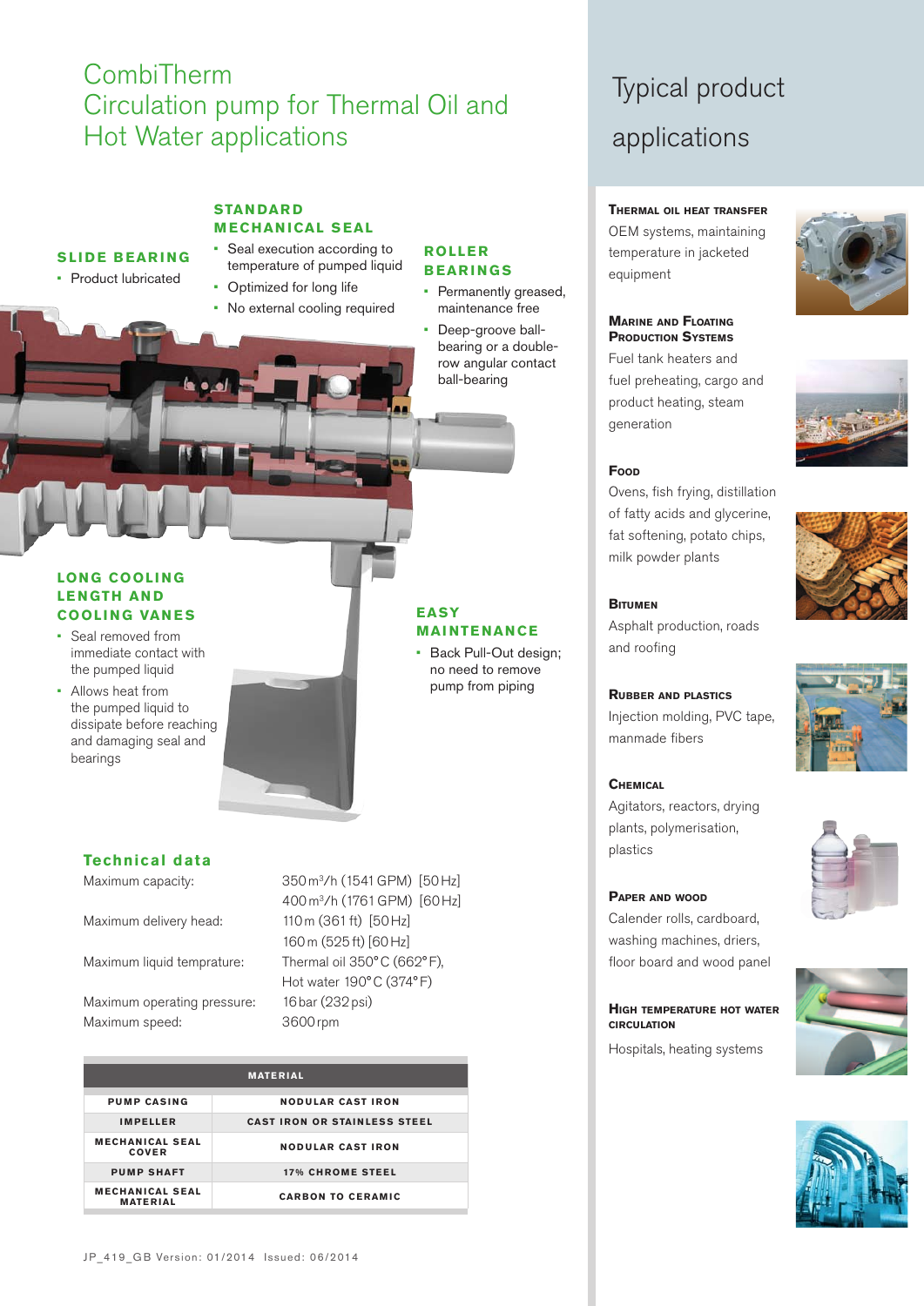# CombiTherm
## Circulation pump for Thermal Oil and Hot Water applications

### SLIDE BEARING

- Product lubricated

### STANDARD MECHANICAL SEAL

- Seal execution according to temperature of pumped liquid
- Optimized for long life
- No external cooling required

### ROLLER BEARINGS

- Permanently greased, maintenance free
- Deep-groove ball-bearing or a double-row angular contact ball-bearing

### LONG COOLING LENGTH AND COOLING VANES

- Seal removed from immediate contact with the pumped liquid
- Allows heat from the pumped liquid to dissipate before reaching and damaging seal and bearings

### EASY MAINTENANCE

- Back Pull-Out design; no need to remove pump from piping

### Technical data

| | |
|---|---|
| Maximum capacity: | 350 m³/h (1541 GPM) [50 Hz]<br>400 m³/h (1761 GPM) [60 Hz] |
| Maximum delivery head: | 110 m (361 ft) [50 Hz]<br>160 m (525 ft) [60 Hz] |
| Maximum liquid temprature: | Thermal oil 350° C (662° F),<br>Hot water 190° C (374° F) |
| Maximum operating pressure: | 16 bar (232 psi) |
| Maximum speed: | 3600 rpm |

| MATERIAL | |
|---|---|
| PUMP CASING | NODULAR CAST IRON |
| IMPELLER | CAST IRON OR STAINLESS STEEL |
| MECHANICAL SEAL COVER | NODULAR CAST IRON |
| PUMP SHAFT | 17% CHROME STEEL |
| MECHANICAL SEAL MATERIAL | CARBON TO CERAMIC |

JP_419_GB Version: 01/2014 Issued: 06/2014

# Typical product applications

### Thermal oil heat transfer

OEM systems, maintaining temperature in jacketed equipment

### Marine and Floating Production Systems

Fuel tank heaters and fuel preheating, cargo and product heating, steam generation

### Food

Ovens, fish frying, distillation of fatty acids and glycerine, fat softening, potato chips, milk powder plants

### Bitumen

Asphalt production, roads and roofing

### Rubber and plastics

Injection molding, PVC tape, manmade fibers

### Chemical

Agitators, reactors, drying plants, polymerisation, plastics

### Paper and wood

Calender rolls, cardboard, washing machines, driers, floor board and wood panel

### High temperature hot water circulation

Hospitals, heating systems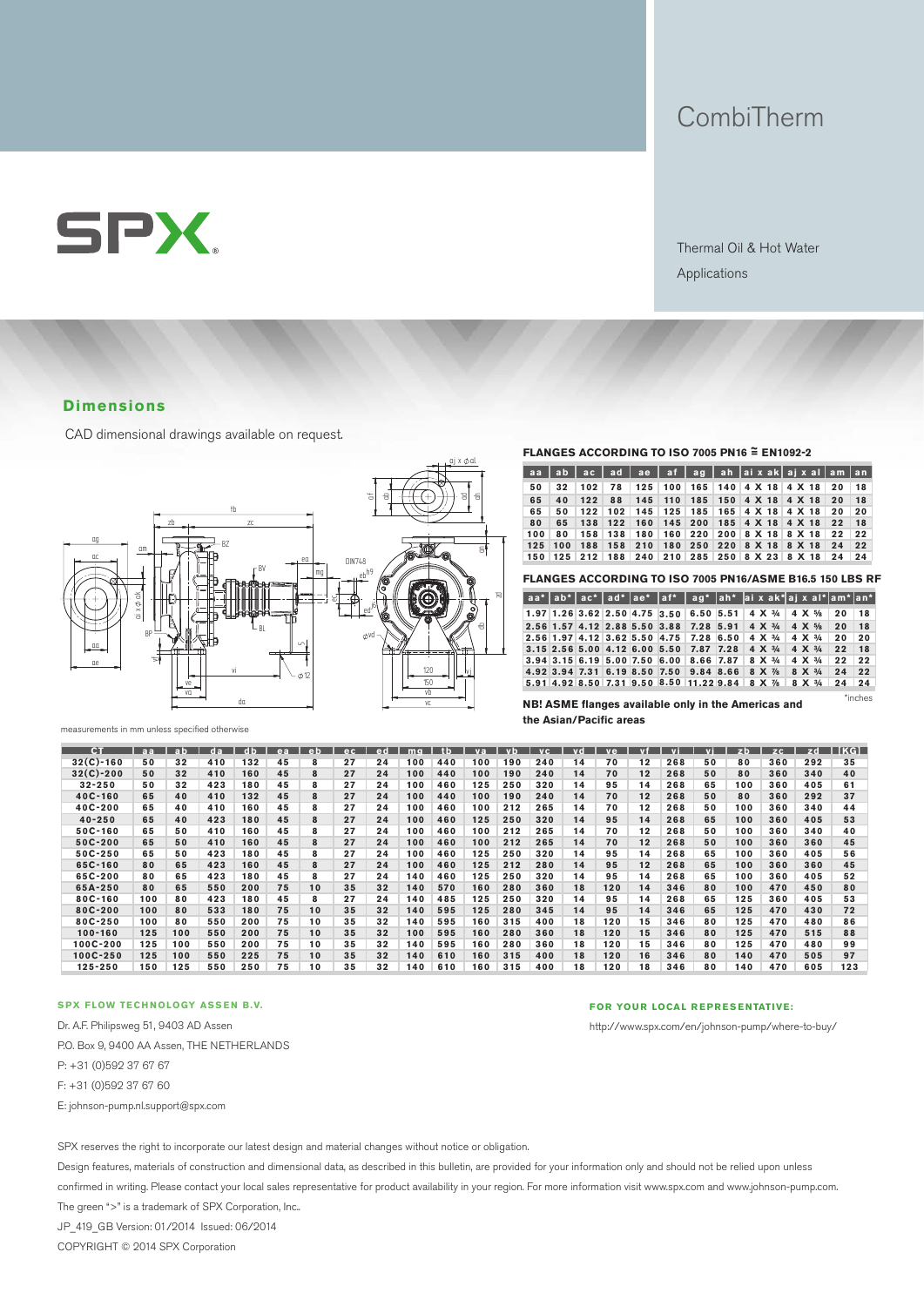# CombiTherm

Thermal Oil & Hot Water Applications

## Dimensions

CAD dimensional drawings available on request.

**FLANGES ACCORDING TO ISO 7005 PN16 ≅ EN1092-2**

| aa | ab | ac | ad | ae | af | ag | ah | ai x ak | aj x al | am | an |
|---|---|---|---|---|---|---|---|---|---|---|---|
| 50 | 32 | 102 | 78 | 125 | 100 | 165 | 140 | 4 X 18 | 4 X 18 | 20 | 18 |
| 65 | 40 | 122 | 88 | 145 | 110 | 185 | 150 | 4 X 18 | 4 X 18 | 20 | 18 |
| 65 | 50 | 122 | 102 | 145 | 125 | 185 | 165 | 4 X 18 | 4 X 18 | 20 | 20 |
| 80 | 65 | 138 | 122 | 160 | 145 | 200 | 185 | 4 X 18 | 4 X 18 | 22 | 18 |
| 100 | 80 | 158 | 138 | 180 | 160 | 220 | 200 | 8 X 18 | 8 X 18 | 22 | 22 |
| 125 | 100 | 188 | 158 | 210 | 180 | 250 | 220 | 8 X 18 | 8 X 18 | 24 | 22 |
| 150 | 125 | 212 | 188 | 240 | 210 | 285 | 250 | 8 X 23 | 8 X 18 | 24 | 24 |

**FLANGES ACCORDING TO ISO 7005 PN16/ASME B16.5 150 LBS RF**

| aa* | ab* | ac* | ad* | ae* | af* | ag* | ah* | ai x ak* | aj x al* | am* | an* |
|---|---|---|---|---|---|---|---|---|---|---|---|
| 1.97 | 1.26 | 3.62 | 2.50 | 4.75 | 3.50 | 6.50 | 5.51 | 4 X ¾ | 4 X ⅝ | 20 | 18 |
| 2.56 | 1.57 | 4.12 | 2.88 | 5.50 | 3.88 | 7.28 | 5.91 | 4 X ¾ | 4 X ⅝ | 20 | 18 |
| 2.56 | 1.97 | 4.12 | 3.62 | 5.50 | 4.75 | 7.28 | 6.50 | 4 X ¾ | 4 X ¾ | 20 | 20 |
| 3.15 | 2.56 | 5.00 | 4.12 | 6.00 | 5.50 | 7.87 | 7.28 | 4 X ¾ | 4 X ¾ | 22 | 18 |
| 3.94 | 3.15 | 6.19 | 5.00 | 7.50 | 6.00 | 8.66 | 7.87 | 8 X ¾ | 4 X ¾ | 22 | 22 |
| 4.92 | 3.94 | 7.31 | 6.19 | 8.50 | 7.50 | 9.84 | 8.66 | 8 X ⅞ | 8 X ¾ | 24 | 22 |
| 5.91 | 4.92 | 8.50 | 7.31 | 9.50 | 8.50 | 11.22 | 9.84 | 8 X ⅞ | 8 X ¾ | 24 | 24 |

*inches

**NB! ASME flanges available only in the Americas and the Asian/Pacific areas**

measurements in mm unless specified otherwise

| CT | aa | ab | da | db | ea | eb | ec | ed | mg | tb | va | vb | vc | vd | ve | vf | vi | vj | zb | zc | zd | [KG] |
|---|---|---|---|---|---|---|---|---|---|---|---|---|---|---|---|---|---|---|---|---|---|---|
| 32(C)-160 | 50 | 32 | 410 | 132 | 45 | 8 | 27 | 24 | 100 | 440 | 100 | 190 | 240 | 14 | 70 | 12 | 268 | 50 | 80 | 360 | 292 | 35 |
| 32(C)-200 | 50 | 32 | 410 | 160 | 45 | 8 | 27 | 24 | 100 | 440 | 100 | 190 | 240 | 14 | 70 | 12 | 268 | 50 | 80 | 360 | 340 | 40 |
| 32-250 | 50 | 32 | 423 | 180 | 45 | 8 | 27 | 24 | 100 | 460 | 125 | 250 | 320 | 14 | 95 | 14 | 268 | 65 | 100 | 360 | 405 | 61 |
| 40C-160 | 65 | 40 | 410 | 132 | 45 | 8 | 27 | 24 | 100 | 440 | 100 | 190 | 240 | 14 | 70 | 12 | 268 | 50 | 80 | 360 | 292 | 37 |
| 40C-200 | 65 | 40 | 410 | 160 | 45 | 8 | 27 | 24 | 100 | 460 | 100 | 212 | 265 | 14 | 70 | 12 | 268 | 50 | 100 | 360 | 340 | 44 |
| 40-250 | 65 | 40 | 423 | 180 | 45 | 8 | 27 | 24 | 100 | 460 | 125 | 250 | 320 | 14 | 95 | 14 | 268 | 65 | 100 | 360 | 405 | 53 |
| 50C-160 | 65 | 50 | 410 | 160 | 45 | 8 | 27 | 24 | 100 | 460 | 100 | 212 | 265 | 14 | 70 | 12 | 268 | 50 | 100 | 360 | 340 | 40 |
| 50C-200 | 65 | 50 | 410 | 160 | 45 | 8 | 27 | 24 | 100 | 460 | 100 | 212 | 265 | 14 | 70 | 12 | 268 | 50 | 100 | 360 | 360 | 45 |
| 50C-250 | 65 | 50 | 423 | 180 | 45 | 8 | 27 | 24 | 100 | 460 | 125 | 250 | 320 | 14 | 95 | 14 | 268 | 65 | 100 | 360 | 405 | 56 |
| 65C-160 | 80 | 65 | 423 | 160 | 45 | 8 | 27 | 24 | 100 | 460 | 125 | 212 | 280 | 14 | 95 | 12 | 268 | 65 | 100 | 360 | 360 | 45 |
| 65C-200 | 80 | 65 | 423 | 180 | 45 | 8 | 27 | 24 | 140 | 460 | 125 | 250 | 320 | 14 | 95 | 14 | 268 | 65 | 100 | 360 | 405 | 52 |
| 65A-250 | 80 | 65 | 550 | 200 | 75 | 10 | 35 | 32 | 140 | 570 | 160 | 280 | 360 | 18 | 120 | 14 | 346 | 80 | 100 | 470 | 450 | 80 |
| 80C-160 | 100 | 80 | 423 | 180 | 45 | 8 | 27 | 24 | 140 | 485 | 125 | 250 | 320 | 14 | 95 | 14 | 268 | 65 | 125 | 360 | 405 | 53 |
| 80C-200 | 100 | 80 | 533 | 180 | 75 | 10 | 35 | 32 | 140 | 595 | 125 | 280 | 345 | 14 | 95 | 14 | 346 | 65 | 125 | 470 | 430 | 72 |
| 80C-250 | 100 | 80 | 550 | 200 | 75 | 10 | 35 | 32 | 140 | 595 | 160 | 315 | 400 | 18 | 120 | 15 | 346 | 80 | 125 | 470 | 480 | 86 |
| 100-160 | 125 | 100 | 550 | 200 | 75 | 10 | 35 | 32 | 100 | 595 | 160 | 280 | 360 | 18 | 120 | 15 | 346 | 80 | 125 | 470 | 515 | 88 |
| 100C-200 | 125 | 100 | 550 | 200 | 75 | 10 | 35 | 32 | 140 | 595 | 160 | 280 | 360 | 18 | 120 | 15 | 346 | 80 | 125 | 470 | 480 | 99 |
| 100C-250 | 125 | 100 | 550 | 225 | 75 | 10 | 35 | 32 | 140 | 610 | 160 | 315 | 400 | 18 | 120 | 16 | 346 | 80 | 125 | 470 | 505 | 97 |
| 125-250 | 150 | 125 | 550 | 250 | 75 | 10 | 35 | 32 | 140 | 610 | 160 | 315 | 400 | 18 | 120 | 18 | 346 | 80 | 140 | 470 | 605 | 123 |

**SPX FLOW TECHNOLOGY ASSEN B.V.**

Dr. A.F. Philipsweg 51, 9403 AD Assen
P.O. Box 9, 9400 AA Assen, THE NETHERLANDS
P: +31 (0)592 37 67 67
F: +31 (0)592 37 67 60
E: johnson-pump.nl.support@spx.com

**FOR YOUR LOCAL REPRESENTATIVE:**

http://www.spx.com/en/johnson-pump/where-to-buy/

SPX reserves the right to incorporate our latest design and material changes without notice or obligation.

Design features, materials of construction and dimensional data, as described in this bulletin, are provided for your information only and should not be relied upon unless confirmed in writing. Please contact your local sales representative for product availability in your region. For more information visit www.spx.com and www.johnson-pump.com.

The green ">" is a trademark of SPX Corporation, Inc..

JP_419_GB Version: 01/2014 Issued: 06/2014

COPYRIGHT © 2014 SPX Corporation